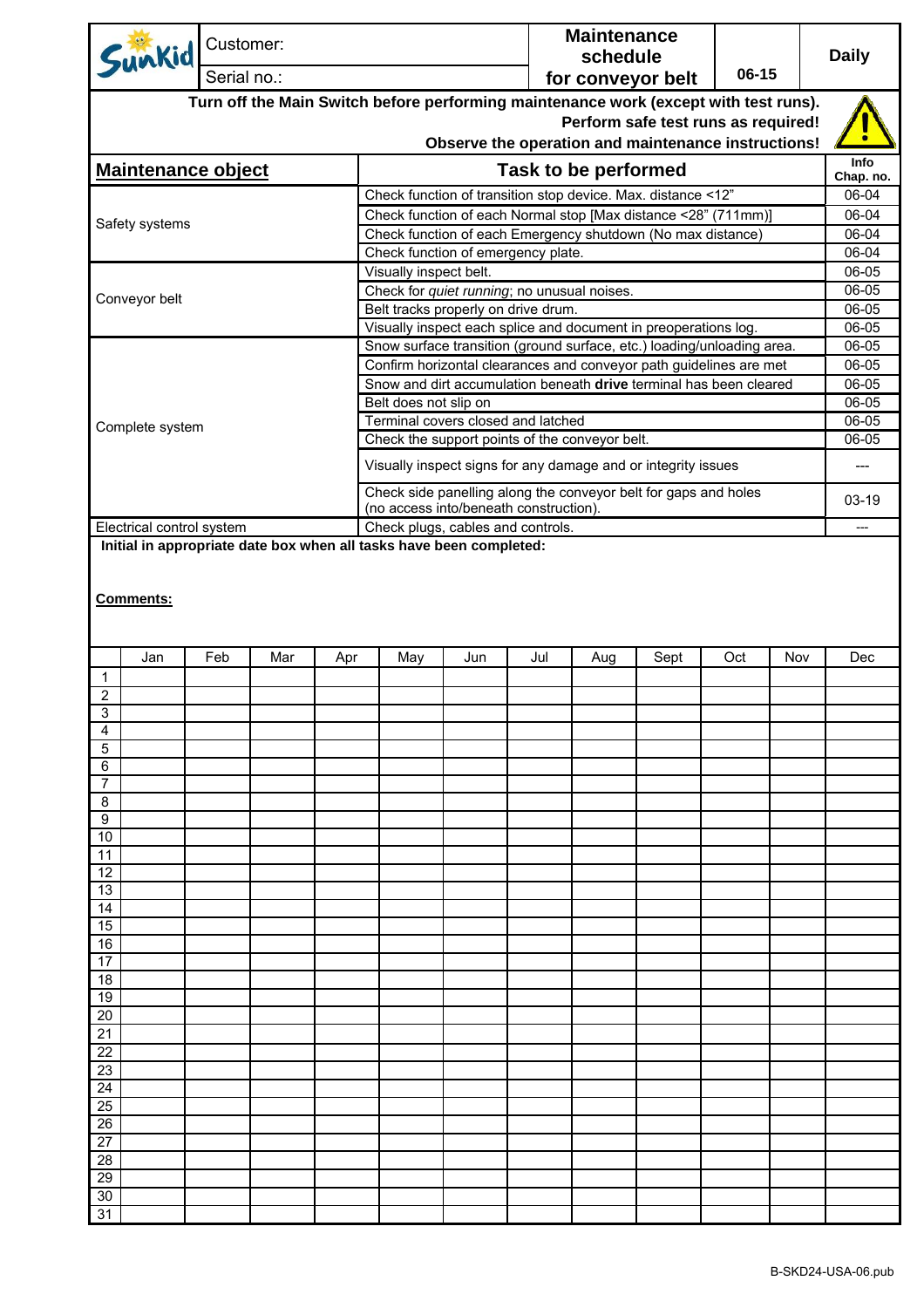| Sunkid | Customer: | Maintenance schedule for conveyor belt | 06-15 | Daily |
|---|---|---|---|---|
| | Serial no.: | | | |

**Turn off the Main Switch before performing maintenance work (except with test runs).**
**Perform safe test runs as required!**
**Observe the operation and maintenance instructions!**

| Maintenance object | Task to be performed | Info Chap. no. |
|---|---|---|
| Safety systems | Check function of transition stop device. Max. distance <12" | 06-04 |
| | Check function of each Normal stop [Max distance <28" (711mm)] | 06-04 |
| | Check function of each Emergency shutdown (No max distance) | 06-04 |
| | Check function of emergency plate. | 06-04 |
| Conveyor belt | Visually inspect belt. | 06-05 |
| | Check for *quiet running*; no unusual noises. | 06-05 |
| | Belt tracks properly on drive drum. | 06-05 |
| | Visually inspect each splice and document in preoperations log. | 06-05 |
| Complete system | Snow surface transition (ground surface, etc.) loading/unloading area. | 06-05 |
| | Confirm horizontal clearances and conveyor path guidelines are met | 06-05 |
| | Snow and dirt accumulation beneath **drive** terminal has been cleared | 06-05 |
| | Belt does not slip on | 06-05 |
| | Terminal covers closed and latched | 06-05 |
| | Check the support points of the conveyor belt. | 06-05 |
| | Visually inspect signs for any damage and or integrity issues | --- |
| | Check side panelling along the conveyor belt for gaps and holes (no access into/beneath construction). | 03-19 |
| Electrical control system | Check plugs, cables and controls. | --- |

**Initial in appropriate date box when all tasks have been completed:**

**Comments:**

| | Jan | Feb | Mar | Apr | May | Jun | Jul | Aug | Sept | Oct | Nov | Dec |
|---|---|---|---|---|---|---|---|---|---|---|---|---|
| 1 | | | | | | | | | | | | |
| 2 | | | | | | | | | | | | |
| 3 | | | | | | | | | | | | |
| 4 | | | | | | | | | | | | |
| 5 | | | | | | | | | | | | |
| 6 | | | | | | | | | | | | |
| 7 | | | | | | | | | | | | |
| 8 | | | | | | | | | | | | |
| 9 | | | | | | | | | | | | |
| 10 | | | | | | | | | | | | |
| 11 | | | | | | | | | | | | |
| 12 | | | | | | | | | | | | |
| 13 | | | | | | | | | | | | |
| 14 | | | | | | | | | | | | |
| 15 | | | | | | | | | | | | |
| 16 | | | | | | | | | | | | |
| 17 | | | | | | | | | | | | |
| 18 | | | | | | | | | | | | |
| 19 | | | | | | | | | | | | |
| 20 | | | | | | | | | | | | |
| 21 | | | | | | | | | | | | |
| 22 | | | | | | | | | | | | |
| 23 | | | | | | | | | | | | |
| 24 | | | | | | | | | | | | |
| 25 | | | | | | | | | | | | |
| 26 | | | | | | | | | | | | |
| 27 | | | | | | | | | | | | |
| 28 | | | | | | | | | | | | |
| 29 | | | | | | | | | | | | |
| 30 | | | | | | | | | | | | |
| 31 | | | | | | | | | | | | |

B-SKD24-USA-06.pub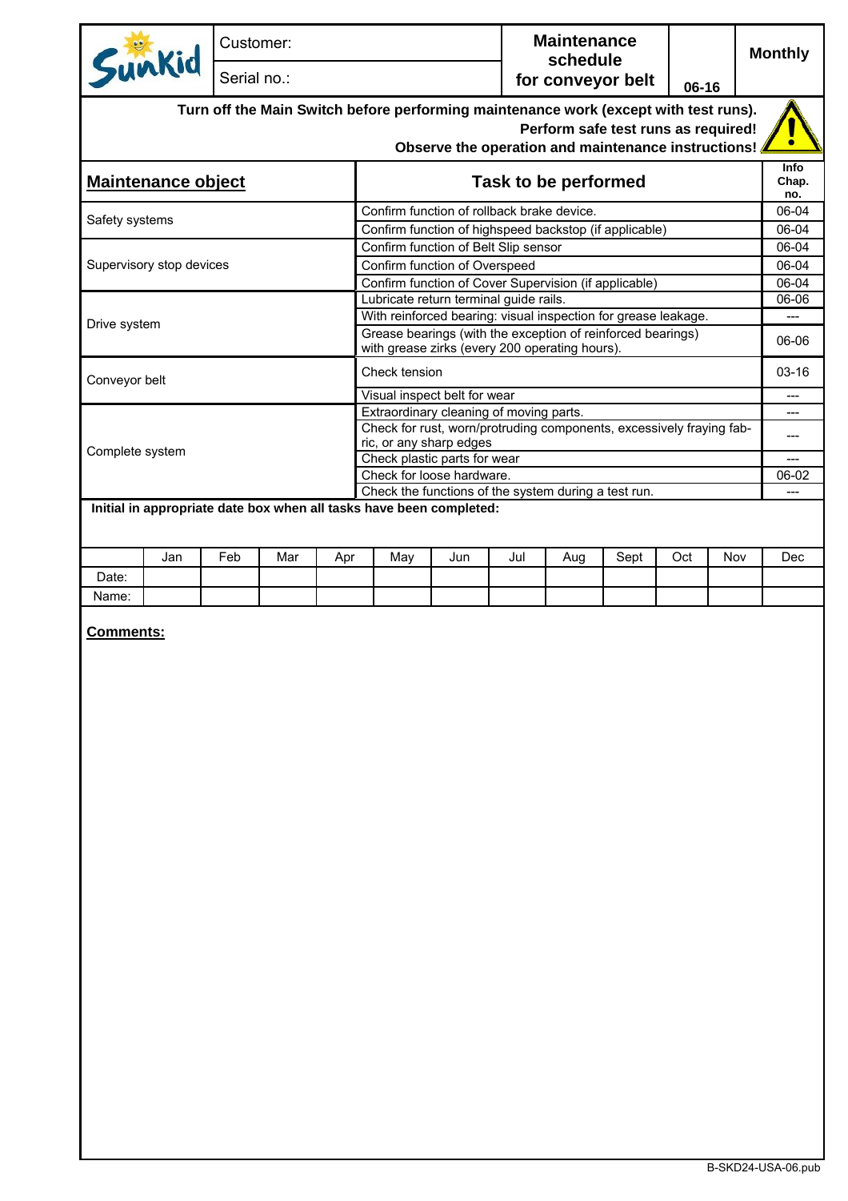| Sunkid | Customer: | Maintenance schedule for conveyor belt | 06-16 | Monthly |
|---|---|---|---|---|
| | Serial no.: | | | |

**Turn off the Main Switch before performing maintenance work (except with test runs).**
**Perform safe test runs as required!**
**Observe the operation and maintenance instructions!**

| Maintenance object | Task to be performed | Info Chap. no. |
|---|---|---|
| Safety systems | Confirm function of rollback brake device. | 06-04 |
| | Confirm function of highspeed backstop (if applicable) | 06-04 |
| Supervisory stop devices | Confirm function of Belt Slip sensor | 06-04 |
| | Confirm function of Overspeed | 06-04 |
| | Confirm function of Cover Supervision (if applicable) | 06-04 |
| Drive system | Lubricate return terminal guide rails. | 06-06 |
| | With reinforced bearing: visual inspection for grease leakage. | --- |
| | Grease bearings (with the exception of reinforced bearings) with grease zirks (every 200 operating hours). | 06-06 |
| Conveyor belt | Check tension | 03-16 |
| | Visual inspect belt for wear | --- |
| Complete system | Extraordinary cleaning of moving parts. | --- |
| | Check for rust, worn/protruding components, excessively fraying fabric, or any sharp edges | --- |
| | Check plastic parts for wear | --- |
| | Check for loose hardware. | 06-02 |
| | Check the functions of the system during a test run. | --- |

**Initial in appropriate date box when all tasks have been completed:**

| | Jan | Feb | Mar | Apr | May | Jun | Jul | Aug | Sept | Oct | Nov | Dec |
|---|---|---|---|---|---|---|---|---|---|---|---|---|
| Date: | | | | | | | | | | | | |
| Name: | | | | | | | | | | | | |

**Comments:**

B-SKD24-USA-06.pub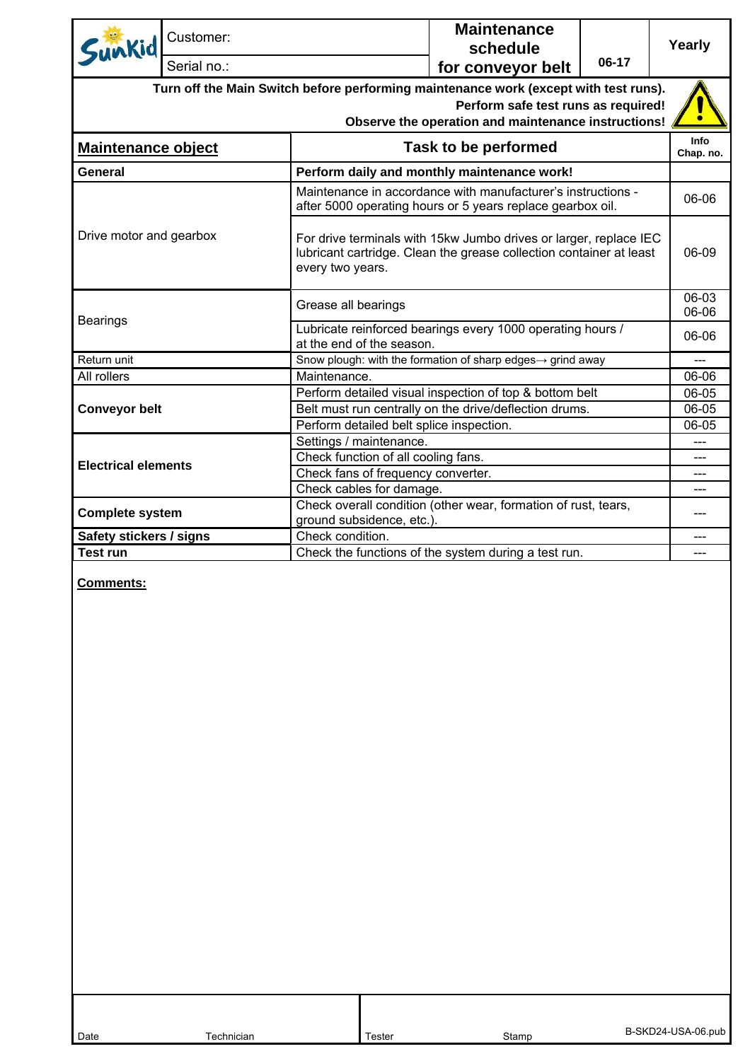| Sunkid | Customer: | Maintenance schedule for conveyor belt | 06-17 | Yearly |
|---|---|---|---|---|
| | Serial no.: | | | |

**Turn off the Main Switch before performing maintenance work (except with test runs).**
**Perform safe test runs as required!**
**Observe the operation and maintenance instructions!**

| Maintenance object | Task to be performed | Info Chap. no. |
|---|---|---|
| **General** | **Perform daily and monthly maintenance work!** | |
| Drive motor and gearbox | Maintenance in accordance with manufacturer's instructions - after 5000 operating hours or 5 years replace gearbox oil. | 06-06 |
| | For drive terminals with 15kw Jumbo drives or larger, replace IEC lubricant cartridge. Clean the grease collection container at least every two years. | 06-09 |
| Bearings | Grease all bearings | 06-03 06-06 |
| | Lubricate reinforced bearings every 1000 operating hours / at the end of the season. | 06-06 |
| Return unit | Snow plough: with the formation of sharp edges→ grind away | --- |
| All rollers | Maintenance. | 06-06 |
| **Conveyor belt** | Perform detailed visual inspection of top & bottom belt | 06-05 |
| | Belt must run centrally on the drive/deflection drums. | 06-05 |
| | Perform detailed belt splice inspection. | 06-05 |
| **Electrical elements** | Settings / maintenance. | --- |
| | Check function of all cooling fans. | --- |
| | Check fans of frequency converter. | --- |
| | Check cables for damage. | --- |
| **Complete system** | Check overall condition (other wear, formation of rust, tears, ground subsidence, etc.). | --- |
| **Safety stickers / signs** | Check condition. | --- |
| **Test run** | Check the functions of the system during a test run. | --- |

**Comments:**

| Date | Technician | Tester | Stamp |
|---|---|---|---|
| | | | |

B-SKD24-USA-06.pub